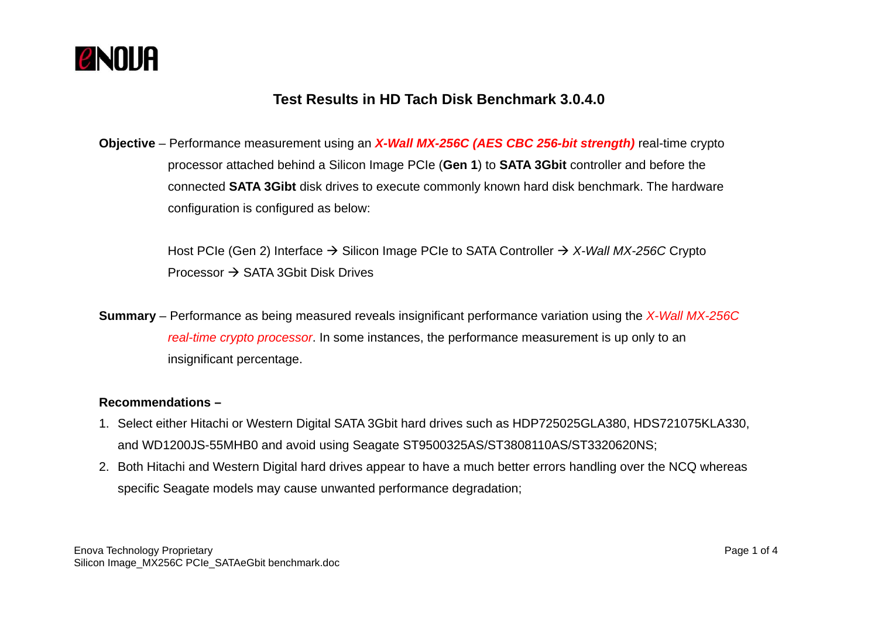ENOVA

# Test Results in HD Tach Disk Benchmark 3.0.4.0

**Objective** – Performance measurement using an ***X-Wall MX-256C (AES CBC 256-bit strength)*** real-time crypto processor attached behind a Silicon Image PCIe (**Gen 1**) to **SATA 3Gbit** controller and before the connected **SATA 3Gibt** disk drives to execute commonly known hard disk benchmark. The hardware configuration is configured as below:

Host PCIe (Gen 2) Interface → Silicon Image PCIe to SATA Controller → *X-Wall MX-256C* Crypto Processor → SATA 3Gbit Disk Drives

**Summary** – Performance as being measured reveals insignificant performance variation using the *X-Wall MX-256C real-time crypto processor*. In some instances, the performance measurement is up only to an insignificant percentage.

**Recommendations –**

1. Select either Hitachi or Western Digital SATA 3Gbit hard drives such as HDP725025GLA380, HDS721075KLA330, and WD1200JS-55MHB0 and avoid using Seagate ST9500325AS/ST3808110AS/ST3320620NS;
2. Both Hitachi and Western Digital hard drives appear to have a much better errors handling over the NCQ whereas specific Seagate models may cause unwanted performance degradation;

Enova Technology Proprietary
Silicon Image_MX256C PCIe_SATAeGbit benchmark.doc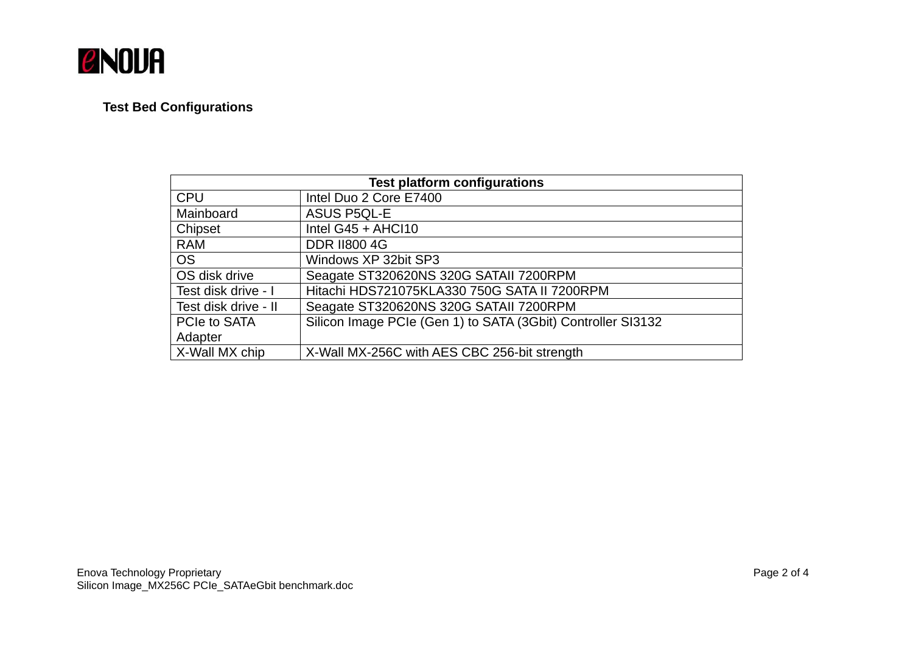**Test Bed Configurations**

| Test platform configurations | |
|---|---|
| CPU | Intel Duo 2 Core E7400 |
| Mainboard | ASUS P5QL-E |
| Chipset | Intel G45 + AHCI10 |
| RAM | DDR II800 4G |
| OS | Windows XP 32bit SP3 |
| OS disk drive | Seagate ST320620NS 320G SATAII 7200RPM |
| Test disk drive - I | Hitachi HDS721075KLA330 750G SATA II 7200RPM |
| Test disk drive - II | Seagate ST320620NS 320G SATAII 7200RPM |
| PCIe to SATA Adapter | Silicon Image PCIe (Gen 1) to SATA (3Gbit) Controller SI3132 |
| X-Wall MX chip | X-Wall MX-256C with AES CBC 256-bit strength |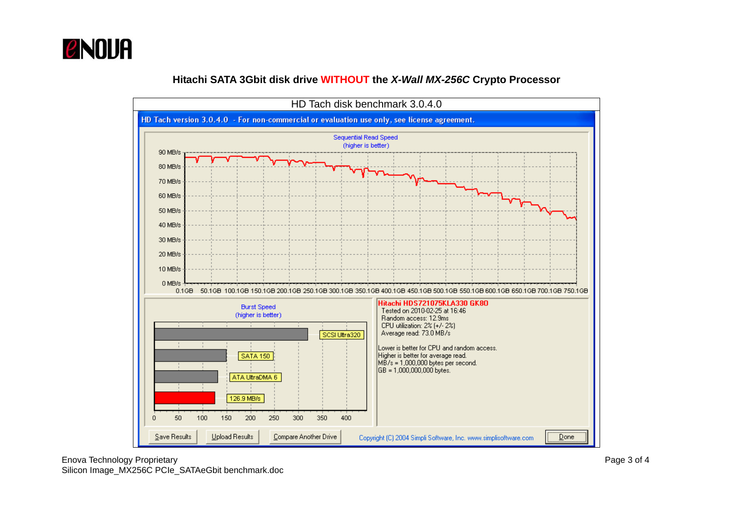## Hitachi SATA 3Gbit disk drive WITHOUT the *X-Wall MX-256C* Crypto Processor

HD Tach disk benchmark 3.0.4.0

HD Tach version 3.0.4.0 - For non-commercial or evaluation use only, see license agreement.

Sequential Read Speed
(higher is better)

Burst Speed
(higher is better)

SCSI Ultra320

SATA 150

ATA UltraDMA 6

126.9 MB/s

**Hitachi HDS721075KLA330 GK8O**

Tested on 2010-02-25 at 16:46
Random access: 12.9ms
CPU utilization: 2% (+/- 2%)
Average read: 73.0 MB/s

Lower is better for CPU and random access.
Higher is better for average read.
MB/s = 1,000,000 bytes per second.
GB = 1,000,000,000 bytes.

Copyright (C) 2004 Simpli Software, Inc. www.simplisoftware.com

Enova Technology Proprietary
Silicon Image_MX256C PCIe_SATAeGbit benchmark.doc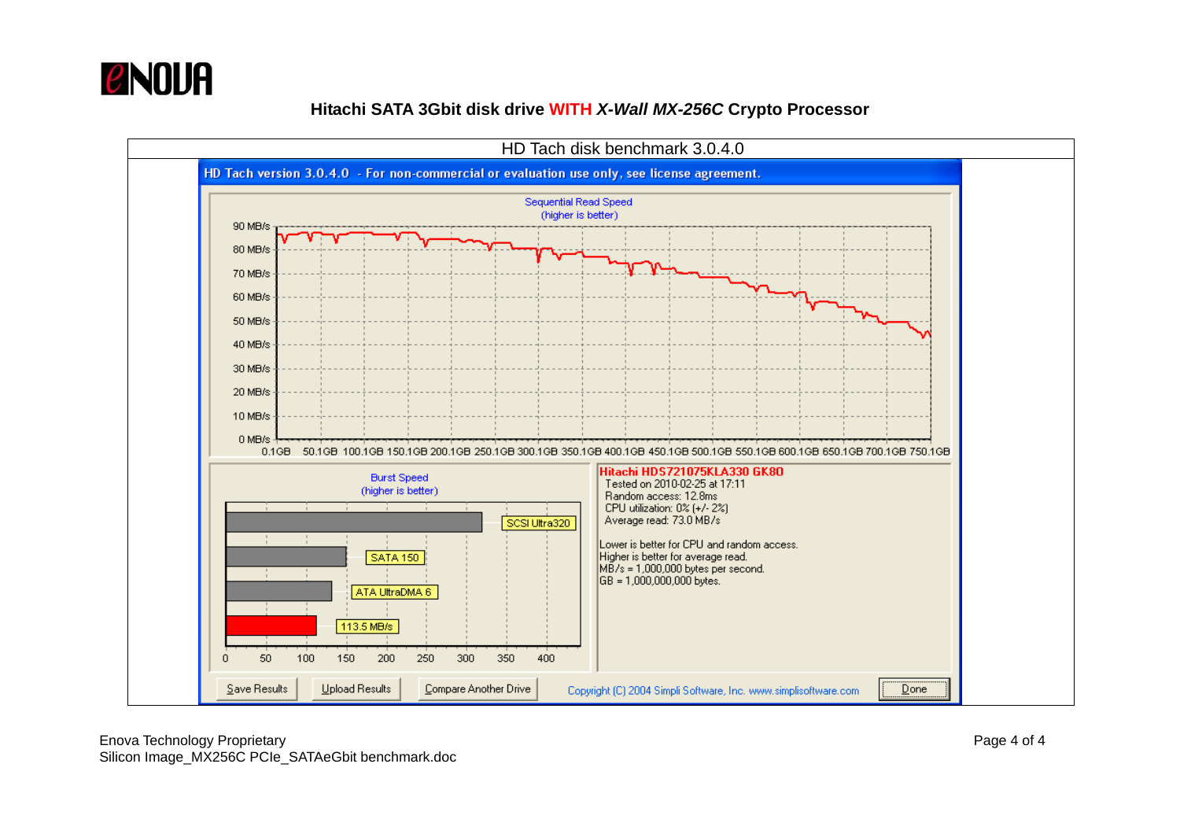## Hitachi SATA 3Gbit disk drive WITH *X-Wall MX-256C* Crypto Processor

| HD Tach disk benchmark 3.0.4.0 |
|---|

HD Tach version 3.0.4.0 - For non-commercial or evaluation use only, see license agreement.

Sequential Read Speed
(higher is better)

90 MB/s
80 MB/s
70 MB/s
60 MB/s
50 MB/s
40 MB/s
30 MB/s
20 MB/s
10 MB/s
0 MB/s

0.1GB 50.1GB 100.1GB 150.1GB 200.1GB 250.1GB 300.1GB 350.1GB 400.1GB 450.1GB 500.1GB 550.1GB 600.1GB 650.1GB 700.1GB 750.1GB

Burst Speed
(higher is better)

SCSI Ultra320
SATA 150
ATA UltraDMA 6
113.5 MB/s

0 50 100 150 200 250 300 350 400

**Hitachi HDS721075KLA330 GK80**
Tested on 2010-02-25 at 17:11
Random access: 12.8ms
CPU utilization: 0% (+/- 2%)
Average read: 73.0 MB/s

Lower is better for CPU and random access.
Higher is better for average read.
MB/s = 1,000,000 bytes per second.
GB = 1,000,000,000 bytes.

Save Results | Upload Results | Compare Another Drive | Copyright (C) 2004 Simpli Software, Inc. www.simplisoftware.com | Done

Enova Technology Proprietary
Silicon Image_MX256C PCIe_SATAeGbit benchmark.doc